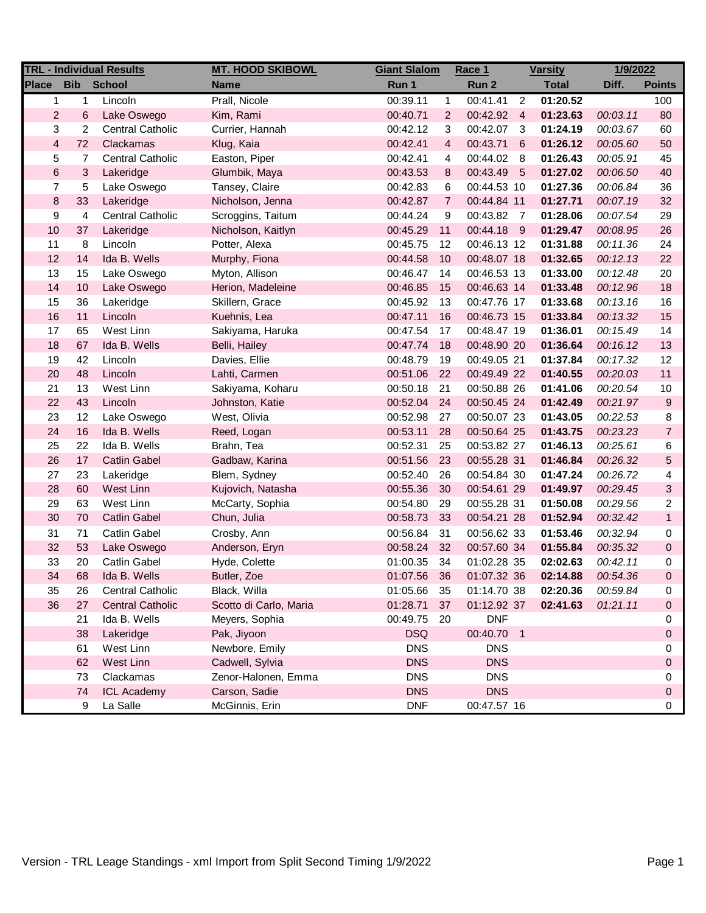| TRL - Individual Results | | | MT. HOOD SKIBOWL | Giant Slalom | | Race 1 | | Varsity | 1/9/2022 | |
|---|---|---|---|---|---|---|---|---|---|---|
| **Place** | **Bib** | **School** | **Name** | **Run 1** | | **Run 2** | | **Total** | **Diff.** | **Points** |
| 1 | 1 | Lincoln | Prall, Nicole | 00:39.11 | 1 | 00:41.41 | 2 | **01:20.52** | | 100 |
| 2 | 6 | Lake Oswego | Kim, Rami | 00:40.71 | 2 | 00:42.92 | 4 | **01:23.63** | *00:03.11* | 80 |
| 3 | 2 | Central Catholic | Currier, Hannah | 00:42.12 | 3 | 00:42.07 | 3 | **01:24.19** | *00:03.67* | 60 |
| 4 | 72 | Clackamas | Klug, Kaia | 00:42.41 | 4 | 00:43.71 | 6 | **01:26.12** | *00:05.60* | 50 |
| 5 | 7 | Central Catholic | Easton, Piper | 00:42.41 | 4 | 00:44.02 | 8 | **01:26.43** | *00:05.91* | 45 |
| 6 | 3 | Lakeridge | Glumbik, Maya | 00:43.53 | 8 | 00:43.49 | 5 | **01:27.02** | *00:06.50* | 40 |
| 7 | 5 | Lake Oswego | Tansey, Claire | 00:42.83 | 6 | 00:44.53 | 10 | **01:27.36** | *00:06.84* | 36 |
| 8 | 33 | Lakeridge | Nicholson, Jenna | 00:42.87 | 7 | 00:44.84 | 11 | **01:27.71** | *00:07.19* | 32 |
| 9 | 4 | Central Catholic | Scroggins, Taitum | 00:44.24 | 9 | 00:43.82 | 7 | **01:28.06** | *00:07.54* | 29 |
| 10 | 37 | Lakeridge | Nicholson, Kaitlyn | 00:45.29 | 11 | 00:44.18 | 9 | **01:29.47** | *00:08.95* | 26 |
| 11 | 8 | Lincoln | Potter, Alexa | 00:45.75 | 12 | 00:46.13 | 12 | **01:31.88** | *00:11.36* | 24 |
| 12 | 14 | Ida B. Wells | Murphy, Fiona | 00:44.58 | 10 | 00:48.07 | 18 | **01:32.65** | *00:12.13* | 22 |
| 13 | 15 | Lake Oswego | Myton, Allison | 00:46.47 | 14 | 00:46.53 | 13 | **01:33.00** | *00:12.48* | 20 |
| 14 | 10 | Lake Oswego | Herion, Madeleine | 00:46.85 | 15 | 00:46.63 | 14 | **01:33.48** | *00:12.96* | 18 |
| 15 | 36 | Lakeridge | Skillern, Grace | 00:45.92 | 13 | 00:47.76 | 17 | **01:33.68** | *00:13.16* | 16 |
| 16 | 11 | Lincoln | Kuehnis, Lea | 00:47.11 | 16 | 00:46.73 | 15 | **01:33.84** | *00:13.32* | 15 |
| 17 | 65 | West Linn | Sakiyama, Haruka | 00:47.54 | 17 | 00:48.47 | 19 | **01:36.01** | *00:15.49* | 14 |
| 18 | 67 | Ida B. Wells | Belli, Hailey | 00:47.74 | 18 | 00:48.90 | 20 | **01:36.64** | *00:16.12* | 13 |
| 19 | 42 | Lincoln | Davies, Ellie | 00:48.79 | 19 | 00:49.05 | 21 | **01:37.84** | *00:17.32* | 12 |
| 20 | 48 | Lincoln | Lahti, Carmen | 00:51.06 | 22 | 00:49.49 | 22 | **01:40.55** | *00:20.03* | 11 |
| 21 | 13 | West Linn | Sakiyama, Koharu | 00:50.18 | 21 | 00:50.88 | 26 | **01:41.06** | *00:20.54* | 10 |
| 22 | 43 | Lincoln | Johnston, Katie | 00:52.04 | 24 | 00:50.45 | 24 | **01:42.49** | *00:21.97* | 9 |
| 23 | 12 | Lake Oswego | West, Olivia | 00:52.98 | 27 | 00:50.07 | 23 | **01:43.05** | *00:22.53* | 8 |
| 24 | 16 | Ida B. Wells | Reed, Logan | 00:53.11 | 28 | 00:50.64 | 25 | **01:43.75** | *00:23.23* | 7 |
| 25 | 22 | Ida B. Wells | Brahn, Tea | 00:52.31 | 25 | 00:53.82 | 27 | **01:46.13** | *00:25.61* | 6 |
| 26 | 17 | Catlin Gabel | Gadbaw, Karina | 00:51.56 | 23 | 00:55.28 | 31 | **01:46.84** | *00:26.32* | 5 |
| 27 | 23 | Lakeridge | Blem, Sydney | 00:52.40 | 26 | 00:54.84 | 30 | **01:47.24** | *00:26.72* | 4 |
| 28 | 60 | West Linn | Kujovich, Natasha | 00:55.36 | 30 | 00:54.61 | 29 | **01:49.97** | *00:29.45* | 3 |
| 29 | 63 | West Linn | McCarty, Sophia | 00:54.80 | 29 | 00:55.28 | 31 | **01:50.08** | *00:29.56* | 2 |
| 30 | 70 | Catlin Gabel | Chun, Julia | 00:58.73 | 33 | 00:54.21 | 28 | **01:52.94** | *00:32.42* | 1 |
| 31 | 71 | Catlin Gabel | Crosby, Ann | 00:56.84 | 31 | 00:56.62 | 33 | **01:53.46** | *00:32.94* | 0 |
| 32 | 53 | Lake Oswego | Anderson, Eryn | 00:58.24 | 32 | 00:57.60 | 34 | **01:55.84** | *00:35.32* | 0 |
| 33 | 20 | Catlin Gabel | Hyde, Colette | 01:00.35 | 34 | 01:02.28 | 35 | **02:02.63** | *00:42.11* | 0 |
| 34 | 68 | Ida B. Wells | Butler, Zoe | 01:07.56 | 36 | 01:07.32 | 36 | **02:14.88** | *00:54.36* | 0 |
| 35 | 26 | Central Catholic | Black, Willa | 01:05.66 | 35 | 01:14.70 | 38 | **02:20.36** | *00:59.84* | 0 |
| 36 | 27 | Central Catholic | Scotto di Carlo, Maria | 01:28.71 | 37 | 01:12.92 | 37 | **02:41.63** | *01:21.11* | 0 |
| | 21 | Ida B. Wells | Meyers, Sophia | 00:49.75 | 20 | DNF | | | | 0 |
| | 38 | Lakeridge | Pak, Jiyoon | DSQ | | 00:40.70 | 1 | | | 0 |
| | 61 | West Linn | Newbore, Emily | DNS | | DNS | | | | 0 |
| | 62 | West Linn | Cadwell, Sylvia | DNS | | DNS | | | | 0 |
| | 73 | Clackamas | Zenor-Halonen, Emma | DNS | | DNS | | | | 0 |
| | 74 | ICL Academy | Carson, Sadie | DNS | | DNS | | | | 0 |
| | 9 | La Salle | McGinnis, Erin | DNF | | 00:47.57 | 16 | | | 0 |

Version - TRL Leage Standings - xml Import from Split Second Timing 1/9/2022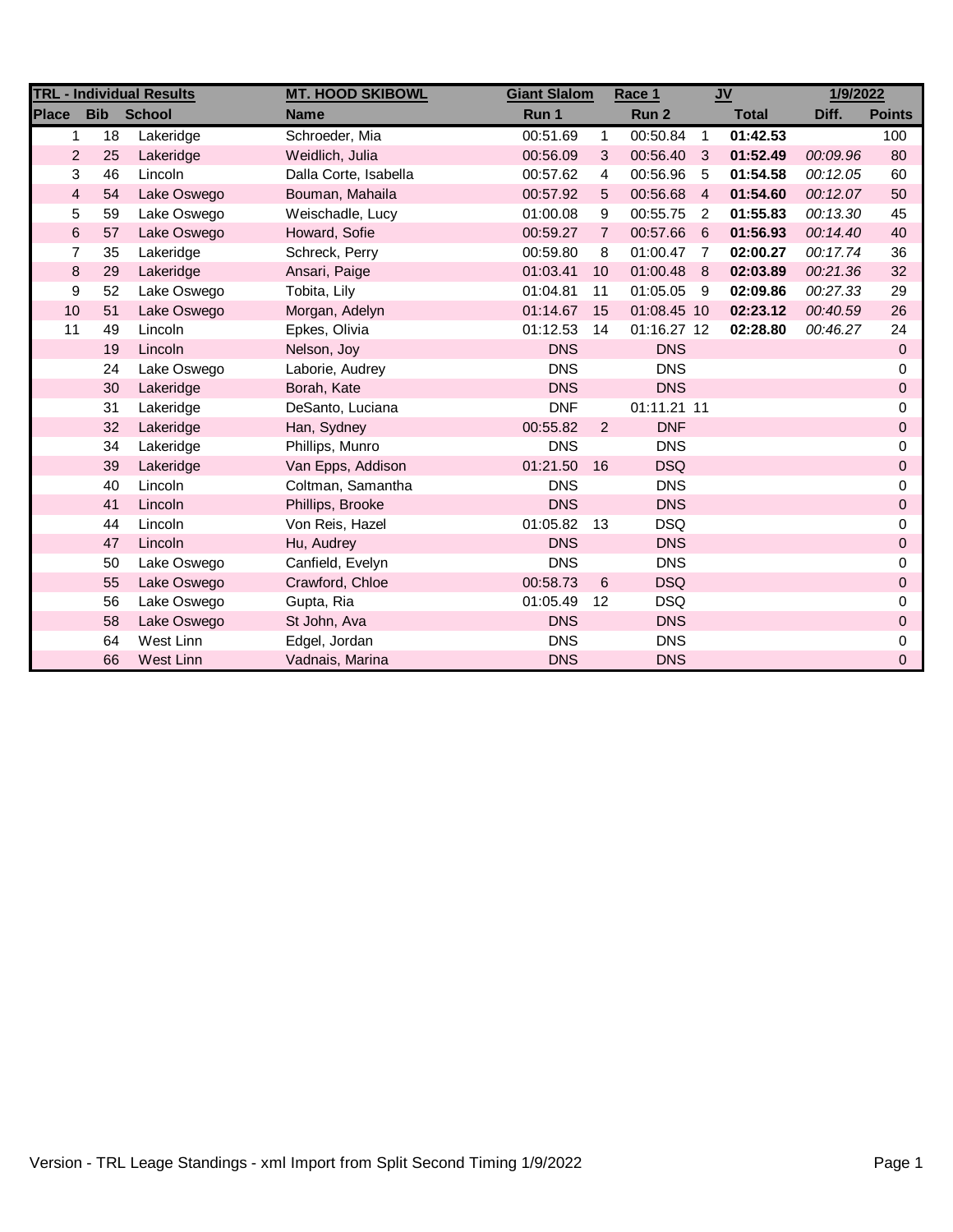| TRL - Individual Results | | | MT. HOOD SKIBOWL | Giant Slalom | | Race 1 | | JV | 1/9/2022 | |
|---|---|---|---|---|---|---|---|---|---|---|
| Place | Bib | School | Name | Run 1 | | Run 2 | | Total | Diff. | Points |
| 1 | 18 | Lakeridge | Schroeder, Mia | 00:51.69 | 1 | 00:50.84 | 1 | **01:42.53** | | 100 |
| 2 | 25 | Lakeridge | Weidlich, Julia | 00:56.09 | 3 | 00:56.40 | 3 | **01:52.49** | *00:09.96* | 80 |
| 3 | 46 | Lincoln | Dalla Corte, Isabella | 00:57.62 | 4 | 00:56.96 | 5 | **01:54.58** | *00:12.05* | 60 |
| 4 | 54 | Lake Oswego | Bouman, Mahaila | 00:57.92 | 5 | 00:56.68 | 4 | **01:54.60** | *00:12.07* | 50 |
| 5 | 59 | Lake Oswego | Weischadle, Lucy | 01:00.08 | 9 | 00:55.75 | 2 | **01:55.83** | *00:13.30* | 45 |
| 6 | 57 | Lake Oswego | Howard, Sofie | 00:59.27 | 7 | 00:57.66 | 6 | **01:56.93** | *00:14.40* | 40 |
| 7 | 35 | Lakeridge | Schreck, Perry | 00:59.80 | 8 | 01:00.47 | 7 | **02:00.27** | *00:17.74* | 36 |
| 8 | 29 | Lakeridge | Ansari, Paige | 01:03.41 | 10 | 01:00.48 | 8 | **02:03.89** | *00:21.36* | 32 |
| 9 | 52 | Lake Oswego | Tobita, Lily | 01:04.81 | 11 | 01:05.05 | 9 | **02:09.86** | *00:27.33* | 29 |
| 10 | 51 | Lake Oswego | Morgan, Adelyn | 01:14.67 | 15 | 01:08.45 | 10 | **02:23.12** | *00:40.59* | 26 |
| 11 | 49 | Lincoln | Epkes, Olivia | 01:12.53 | 14 | 01:16.27 | 12 | **02:28.80** | *00:46.27* | 24 |
| | 19 | Lincoln | Nelson, Joy | DNS | | DNS | | | | 0 |
| | 24 | Lake Oswego | Laborie, Audrey | DNS | | DNS | | | | 0 |
| | 30 | Lakeridge | Borah, Kate | DNS | | DNS | | | | 0 |
| | 31 | Lakeridge | DeSanto, Luciana | DNF | | 01:11.21 | 11 | | | 0 |
| | 32 | Lakeridge | Han, Sydney | 00:55.82 | 2 | DNF | | | | 0 |
| | 34 | Lakeridge | Phillips, Munro | DNS | | DNS | | | | 0 |
| | 39 | Lakeridge | Van Epps, Addison | 01:21.50 | 16 | DSQ | | | | 0 |
| | 40 | Lincoln | Coltman, Samantha | DNS | | DNS | | | | 0 |
| | 41 | Lincoln | Phillips, Brooke | DNS | | DNS | | | | 0 |
| | 44 | Lincoln | Von Reis, Hazel | 01:05.82 | 13 | DSQ | | | | 0 |
| | 47 | Lincoln | Hu, Audrey | DNS | | DNS | | | | 0 |
| | 50 | Lake Oswego | Canfield, Evelyn | DNS | | DNS | | | | 0 |
| | 55 | Lake Oswego | Crawford, Chloe | 00:58.73 | 6 | DSQ | | | | 0 |
| | 56 | Lake Oswego | Gupta, Ria | 01:05.49 | 12 | DSQ | | | | 0 |
| | 58 | Lake Oswego | St John, Ava | DNS | | DNS | | | | 0 |
| | 64 | West Linn | Edgel, Jordan | DNS | | DNS | | | | 0 |
| | 66 | West Linn | Vadnais, Marina | DNS | | DNS | | | | 0 |

Version - TRL Leage Standings - xml Import from Split Second Timing 1/9/2022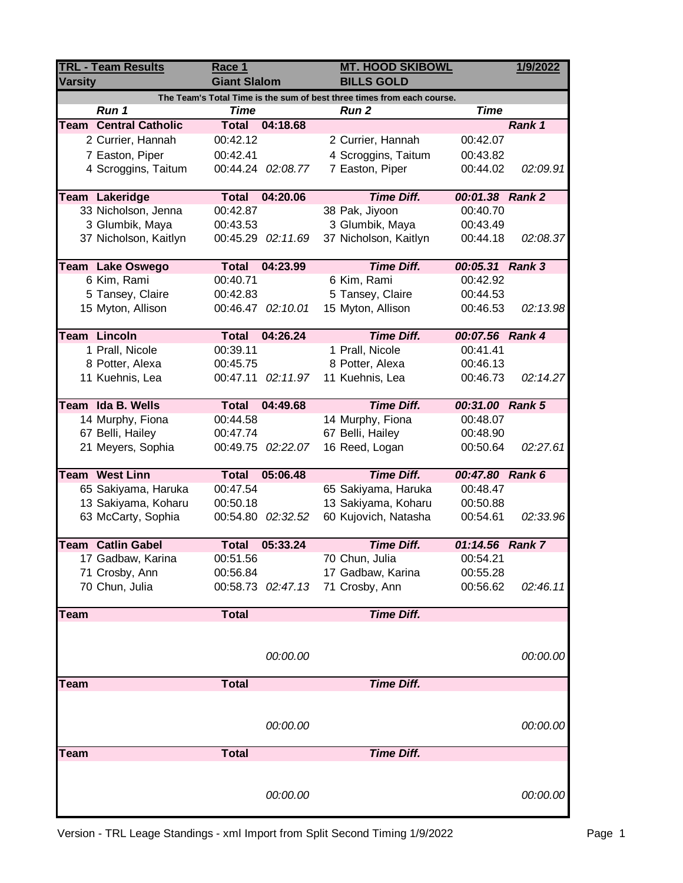| TRL - Team Results | Race 1 | | MT. HOOD SKIBOWL | | 1/9/2022 |
|---|---|---|---|---|---|
| Varsity | Giant Slalom | | BILLS GOLD | | |
| The Team's Total Time is the sum of best three times from each course. | | | | | |
| *Run 1* | *Time* | | *Run 2* | *Time* | |
| **Team Central Catholic** | **Total** | **04:18.68** | | | ***Rank 1*** |
| 2 Currier, Hannah | 00:42.12 | | 2 Currier, Hannah | 00:42.07 | |
| 7 Easton, Piper | 00:42.41 | | 4 Scroggins, Taitum | 00:43.82 | |
| 4 Scroggins, Taitum | 00:44.24 | *02:08.77* | 7 Easton, Piper | 00:44.02 | *02:09.91* |
| **Team Lakeridge** | **Total** | **04:20.06** | ***Time Diff.*** | ***00:01.38*** | ***Rank 2*** |
| 33 Nicholson, Jenna | 00:42.87 | | 38 Pak, Jiyoon | 00:40.70 | |
| 3 Glumbik, Maya | 00:43.53 | | 3 Glumbik, Maya | 00:43.49 | |
| 37 Nicholson, Kaitlyn | 00:45.29 | *02:11.69* | 37 Nicholson, Kaitlyn | 00:44.18 | *02:08.37* |
| **Team Lake Oswego** | **Total** | **04:23.99** | ***Time Diff.*** | ***00:05.31*** | ***Rank 3*** |
| 6 Kim, Rami | 00:40.71 | | 6 Kim, Rami | 00:42.92 | |
| 5 Tansey, Claire | 00:42.83 | | 5 Tansey, Claire | 00:44.53 | |
| 15 Myton, Allison | 00:46.47 | *02:10.01* | 15 Myton, Allison | 00:46.53 | *02:13.98* |
| **Team Lincoln** | **Total** | **04:26.24** | ***Time Diff.*** | ***00:07.56*** | ***Rank 4*** |
| 1 Prall, Nicole | 00:39.11 | | 1 Prall, Nicole | 00:41.41 | |
| 8 Potter, Alexa | 00:45.75 | | 8 Potter, Alexa | 00:46.13 | |
| 11 Kuehnis, Lea | 00:47.11 | *02:11.97* | 11 Kuehnis, Lea | 00:46.73 | *02:14.27* |
| **Team Ida B. Wells** | **Total** | **04:49.68** | ***Time Diff.*** | ***00:31.00*** | ***Rank 5*** |
| 14 Murphy, Fiona | 00:44.58 | | 14 Murphy, Fiona | 00:48.07 | |
| 67 Belli, Hailey | 00:47.74 | | 67 Belli, Hailey | 00:48.90 | |
| 21 Meyers, Sophia | 00:49.75 | *02:22.07* | 16 Reed, Logan | 00:50.64 | *02:27.61* |
| **Team West Linn** | **Total** | **05:06.48** | ***Time Diff.*** | ***00:47.80*** | ***Rank 6*** |
| 65 Sakiyama, Haruka | 00:47.54 | | 65 Sakiyama, Haruka | 00:48.47 | |
| 13 Sakiyama, Koharu | 00:50.18 | | 13 Sakiyama, Koharu | 00:50.88 | |
| 63 McCarty, Sophia | 00:54.80 | *02:32.52* | 60 Kujovich, Natasha | 00:54.61 | *02:33.96* |
| **Team Catlin Gabel** | **Total** | **05:33.24** | ***Time Diff.*** | ***01:14.56*** | ***Rank 7*** |
| 17 Gadbaw, Karina | 00:51.56 | | 70 Chun, Julia | 00:54.21 | |
| 71 Crosby, Ann | 00:56.84 | | 17 Gadbaw, Karina | 00:55.28 | |
| 70 Chun, Julia | 00:58.73 | *02:47.13* | 71 Crosby, Ann | 00:56.62 | *02:46.11* |
| **Team** | **Total** | | ***Time Diff.*** | | |
| | | *00:00.00* | | | *00:00.00* |
| **Team** | **Total** | | ***Time Diff.*** | | |
| | | *00:00.00* | | | *00:00.00* |
| **Team** | **Total** | | ***Time Diff.*** | | |
| | | *00:00.00* | | | *00:00.00* |

Version - TRL Leage Standings - xml Import from Split Second Timing 1/9/2022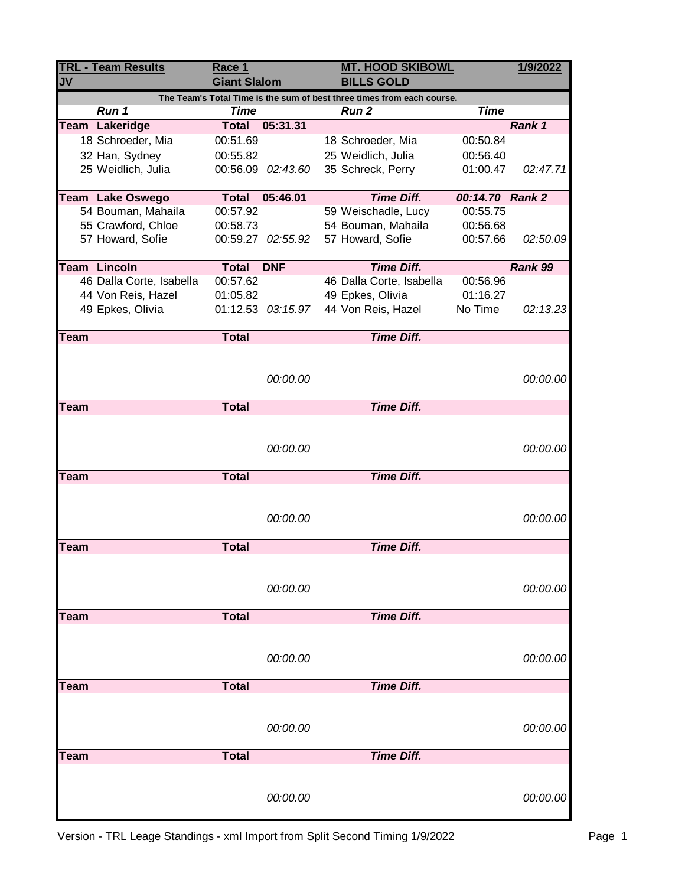| TRL - Team Results | Race 1 | | MT. HOOD SKIBOWL | | 1/9/2022 |
|---|---|---|---|---|---|
| JV | Giant Slalom | | BILLS GOLD | | |
| The Team's Total Time is the sum of best three times from each course. | | | | | |
| Run 1 | Time | | Run 2 | Time | |
| Team Lakeridge | Total | 05:31.31 | | | Rank 1 |
| 18 Schroeder, Mia | 00:51.69 | | 18 Schroeder, Mia | 00:50.84 | |
| 32 Han, Sydney | 00:55.82 | | 25 Weidlich, Julia | 00:56.40 | |
| 25 Weidlich, Julia | 00:56.09 | 02:43.60 | 35 Schreck, Perry | 01:00.47 | 02:47.71 |
| Team Lake Oswego | Total | 05:46.01 | Time Diff. | 00:14.70 | Rank 2 |
| 54 Bouman, Mahaila | 00:57.92 | | 59 Weischadle, Lucy | 00:55.75 | |
| 55 Crawford, Chloe | 00:58.73 | | 54 Bouman, Mahaila | 00:56.68 | |
| 57 Howard, Sofie | 00:59.27 | 02:55.92 | 57 Howard, Sofie | 00:57.66 | 02:50.09 |
| Team Lincoln | Total | DNF | Time Diff. | | Rank 99 |
| 46 Dalla Corte, Isabella | 00:57.62 | | 46 Dalla Corte, Isabella | 00:56.96 | |
| 44 Von Reis, Hazel | 01:05.82 | | 49 Epkes, Olivia | 01:16.27 | |
| 49 Epkes, Olivia | 01:12.53 | 03:15.97 | 44 Von Reis, Hazel | No Time | 02:13.23 |
| Team | Total | | Time Diff. | | |
| | | 00:00.00 | | | 00:00.00 |
| Team | Total | | Time Diff. | | |
| | | 00:00.00 | | | 00:00.00 |
| Team | Total | | Time Diff. | | |
| | | 00:00.00 | | | 00:00.00 |
| Team | Total | | Time Diff. | | |
| | | 00:00.00 | | | 00:00.00 |
| Team | Total | | Time Diff. | | |
| | | 00:00.00 | | | 00:00.00 |
| Team | Total | | Time Diff. | | |
| | | 00:00.00 | | | 00:00.00 |
| Team | Total | | Time Diff. | | |
| | | 00:00.00 | | | 00:00.00 |

Version - TRL Leage Standings - xml Import from Split Second Timing 1/9/2022